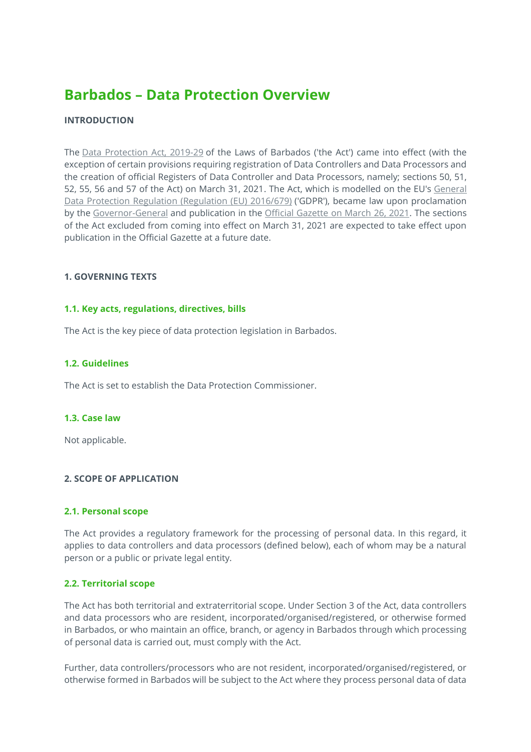# Barbados – Data Protection Overview

**INTRODUCTION**

The Data Protection Act, 2019-29 of the Laws of Barbados ('the Act') came into effect (with the exception of certain provisions requiring registration of Data Controllers and Data Processors and the creation of official Registers of Data Controller and Data Processors, namely; sections 50, 51, 52, 55, 56 and 57 of the Act) on March 31, 2021. The Act, which is modelled on the EU's General Data Protection Regulation (Regulation (EU) 2016/679) ('GDPR'), became law upon proclamation by the Governor-General and publication in the Official Gazette on March 26, 2021. The sections of the Act excluded from coming into effect on March 31, 2021 are expected to take effect upon publication in the Official Gazette at a future date.

## 1. GOVERNING TEXTS

### 1.1. Key acts, regulations, directives, bills

The Act is the key piece of data protection legislation in Barbados.

### 1.2. Guidelines

The Act is set to establish the Data Protection Commissioner.

### 1.3. Case law

Not applicable.

## 2. SCOPE OF APPLICATION

### 2.1. Personal scope

The Act provides a regulatory framework for the processing of personal data. In this regard, it applies to data controllers and data processors (defined below), each of whom may be a natural person or a public or private legal entity.

### 2.2. Territorial scope

The Act has both territorial and extraterritorial scope. Under Section 3 of the Act, data controllers and data processors who are resident, incorporated/organised/registered, or otherwise formed in Barbados, or who maintain an office, branch, or agency in Barbados through which processing of personal data is carried out, must comply with the Act.

Further, data controllers/processors who are not resident, incorporated/organised/registered, or otherwise formed in Barbados will be subject to the Act where they process personal data of data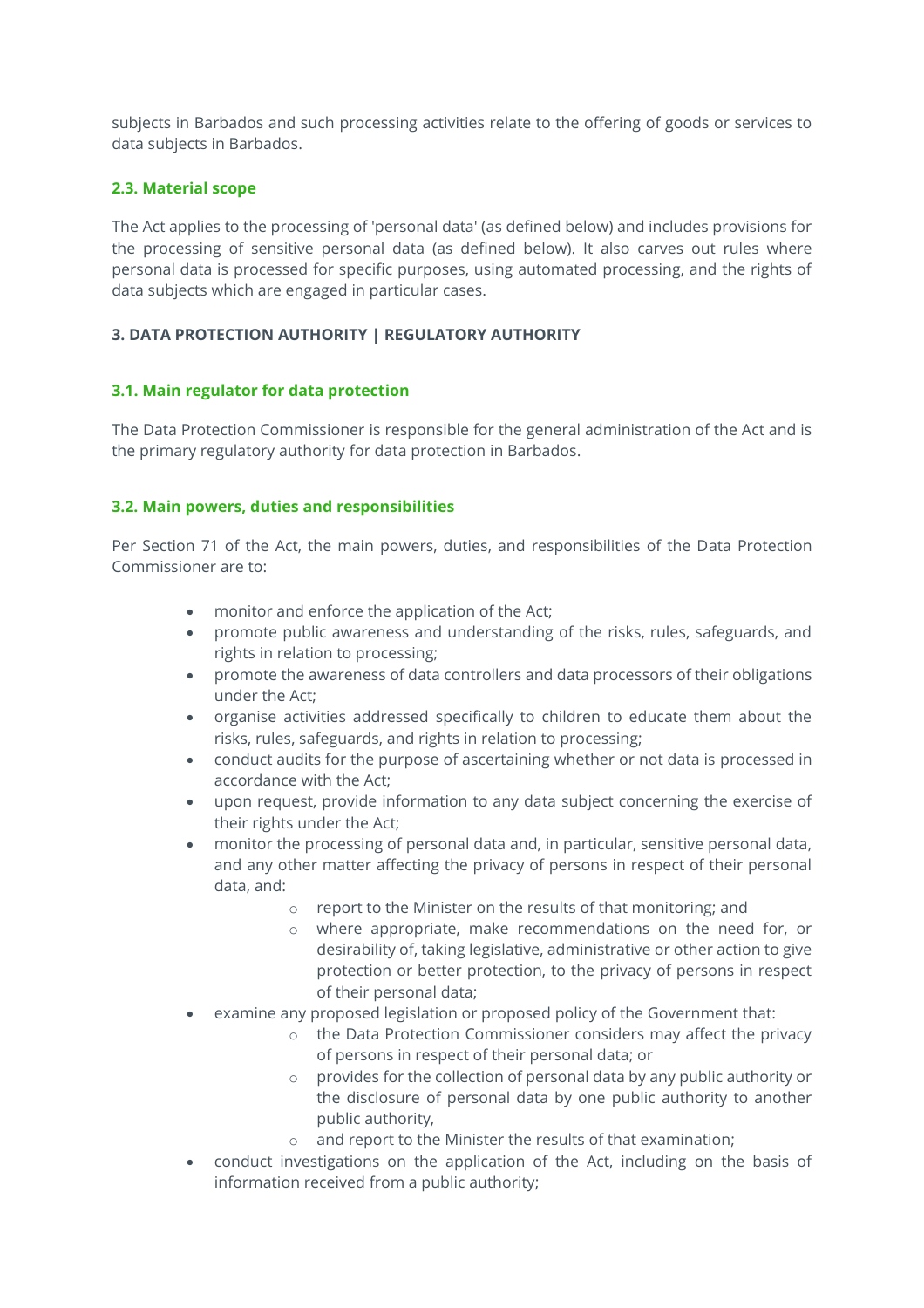subjects in Barbados and such processing activities relate to the offering of goods or services to data subjects in Barbados.

### 2.3. Material scope

The Act applies to the processing of 'personal data' (as defined below) and includes provisions for the processing of sensitive personal data (as defined below). It also carves out rules where personal data is processed for specific purposes, using automated processing, and the rights of data subjects which are engaged in particular cases.

## 3. DATA PROTECTION AUTHORITY | REGULATORY AUTHORITY

### 3.1. Main regulator for data protection

The Data Protection Commissioner is responsible for the general administration of the Act and is the primary regulatory authority for data protection in Barbados.

### 3.2. Main powers, duties and responsibilities

Per Section 71 of the Act, the main powers, duties, and responsibilities of the Data Protection Commissioner are to:

- monitor and enforce the application of the Act;
- promote public awareness and understanding of the risks, rules, safeguards, and rights in relation to processing;
- promote the awareness of data controllers and data processors of their obligations under the Act;
- organise activities addressed specifically to children to educate them about the risks, rules, safeguards, and rights in relation to processing;
- conduct audits for the purpose of ascertaining whether or not data is processed in accordance with the Act;
- upon request, provide information to any data subject concerning the exercise of their rights under the Act;
- monitor the processing of personal data and, in particular, sensitive personal data, and any other matter affecting the privacy of persons in respect of their personal data, and:
  - report to the Minister on the results of that monitoring; and
  - where appropriate, make recommendations on the need for, or desirability of, taking legislative, administrative or other action to give protection or better protection, to the privacy of persons in respect of their personal data;
- examine any proposed legislation or proposed policy of the Government that:
  - the Data Protection Commissioner considers may affect the privacy of persons in respect of their personal data; or
  - provides for the collection of personal data by any public authority or the disclosure of personal data by one public authority to another public authority,
  - and report to the Minister the results of that examination;
- conduct investigations on the application of the Act, including on the basis of information received from a public authority;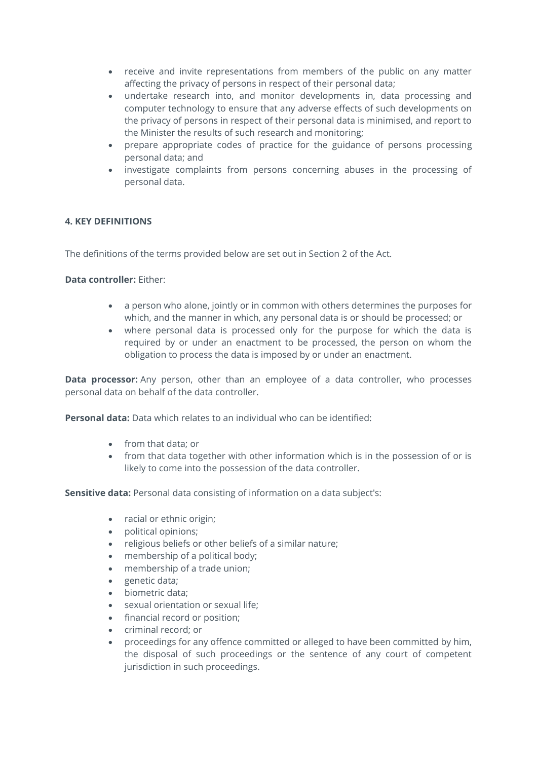- receive and invite representations from members of the public on any matter affecting the privacy of persons in respect of their personal data;
- undertake research into, and monitor developments in, data processing and computer technology to ensure that any adverse effects of such developments on the privacy of persons in respect of their personal data is minimised, and report to the Minister the results of such research and monitoring;
- prepare appropriate codes of practice for the guidance of persons processing personal data; and
- investigate complaints from persons concerning abuses in the processing of personal data.

## 4. KEY DEFINITIONS

The definitions of the terms provided below are set out in Section 2 of the Act.

**Data controller:** Either:

- a person who alone, jointly or in common with others determines the purposes for which, and the manner in which, any personal data is or should be processed; or
- where personal data is processed only for the purpose for which the data is required by or under an enactment to be processed, the person on whom the obligation to process the data is imposed by or under an enactment.

**Data processor:** Any person, other than an employee of a data controller, who processes personal data on behalf of the data controller.

**Personal data:** Data which relates to an individual who can be identified:

- from that data; or
- from that data together with other information which is in the possession of or is likely to come into the possession of the data controller.

**Sensitive data:** Personal data consisting of information on a data subject's:

- racial or ethnic origin;
- political opinions;
- religious beliefs or other beliefs of a similar nature;
- membership of a political body;
- membership of a trade union;
- genetic data;
- biometric data;
- sexual orientation or sexual life;
- financial record or position;
- criminal record; or
- proceedings for any offence committed or alleged to have been committed by him, the disposal of such proceedings or the sentence of any court of competent jurisdiction in such proceedings.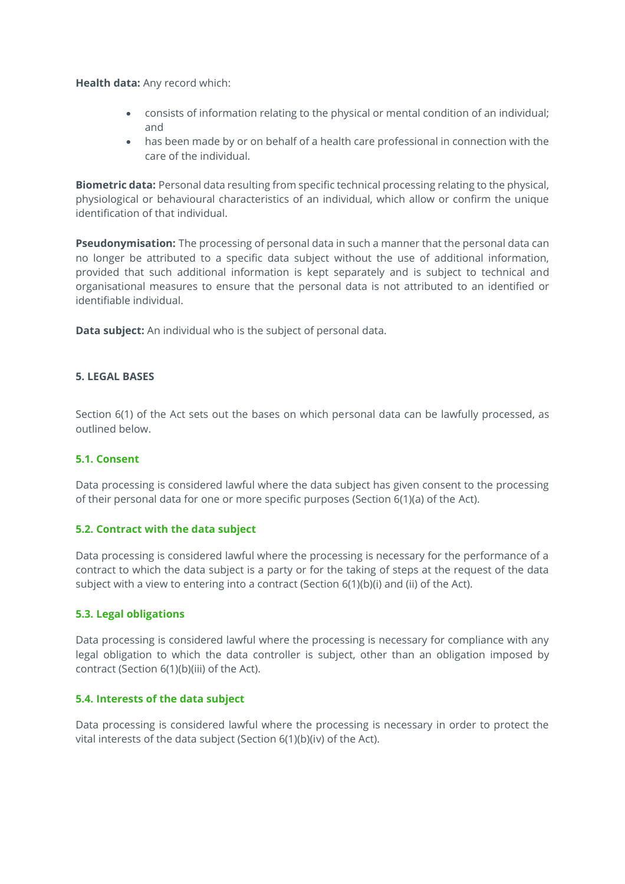**Health data:** Any record which:

- consists of information relating to the physical or mental condition of an individual; and
- has been made by or on behalf of a health care professional in connection with the care of the individual.

**Biometric data:** Personal data resulting from specific technical processing relating to the physical, physiological or behavioural characteristics of an individual, which allow or confirm the unique identification of that individual.

**Pseudonymisation:** The processing of personal data in such a manner that the personal data can no longer be attributed to a specific data subject without the use of additional information, provided that such additional information is kept separately and is subject to technical and organisational measures to ensure that the personal data is not attributed to an identified or identifiable individual.

**Data subject:** An individual who is the subject of personal data.

## 5. LEGAL BASES

Section 6(1) of the Act sets out the bases on which personal data can be lawfully processed, as outlined below.

### 5.1. Consent

Data processing is considered lawful where the data subject has given consent to the processing of their personal data for one or more specific purposes (Section 6(1)(a) of the Act).

### 5.2. Contract with the data subject

Data processing is considered lawful where the processing is necessary for the performance of a contract to which the data subject is a party or for the taking of steps at the request of the data subject with a view to entering into a contract (Section 6(1)(b)(i) and (ii) of the Act).

### 5.3. Legal obligations

Data processing is considered lawful where the processing is necessary for compliance with any legal obligation to which the data controller is subject, other than an obligation imposed by contract (Section 6(1)(b)(iii) of the Act).

### 5.4. Interests of the data subject

Data processing is considered lawful where the processing is necessary in order to protect the vital interests of the data subject (Section 6(1)(b)(iv) of the Act).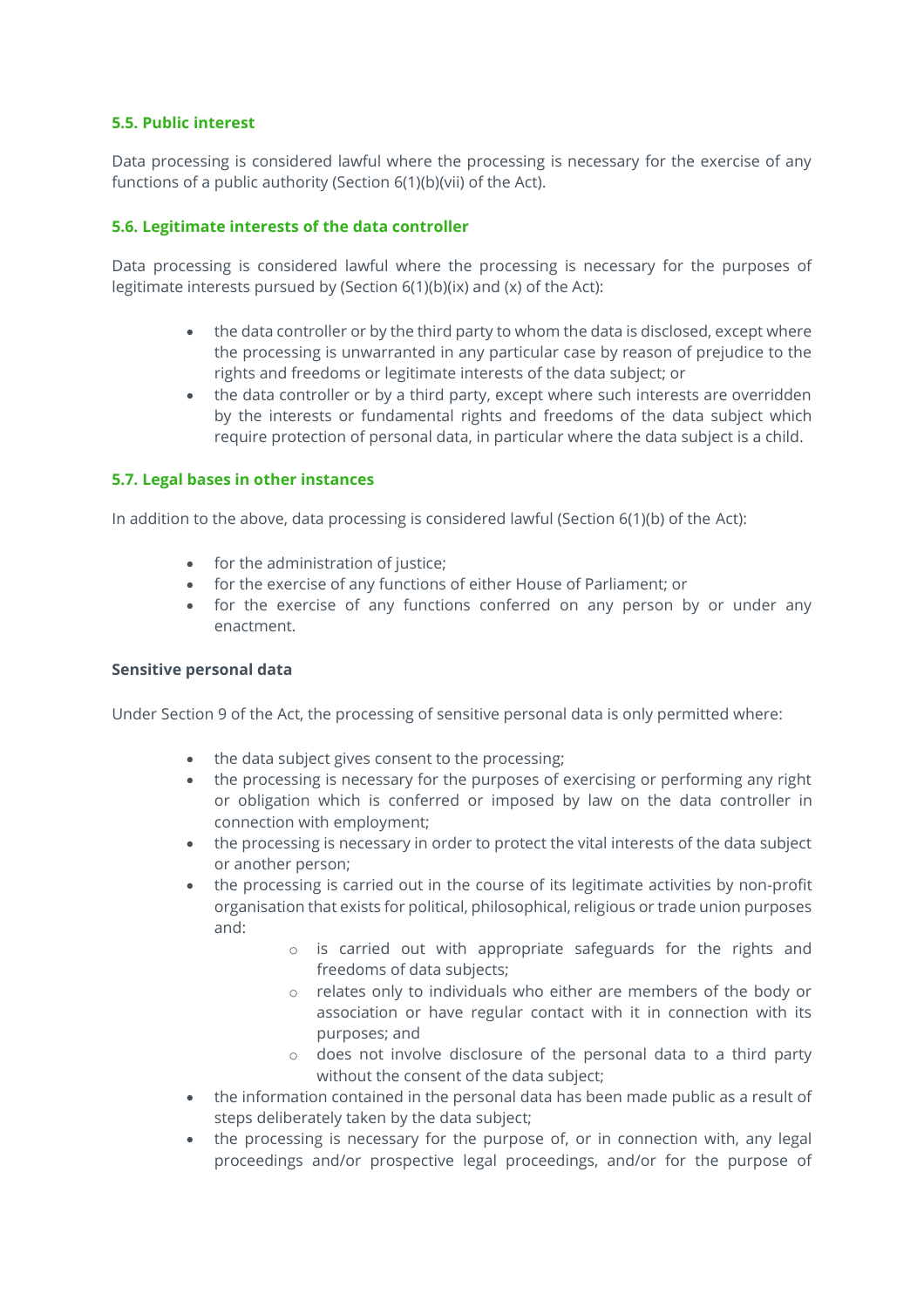### 5.5. Public interest

Data processing is considered lawful where the processing is necessary for the exercise of any functions of a public authority (Section 6(1)(b)(vii) of the Act).

### 5.6. Legitimate interests of the data controller

Data processing is considered lawful where the processing is necessary for the purposes of legitimate interests pursued by (Section 6(1)(b)(ix) and (x) of the Act):

- the data controller or by the third party to whom the data is disclosed, except where the processing is unwarranted in any particular case by reason of prejudice to the rights and freedoms or legitimate interests of the data subject; or
- the data controller or by a third party, except where such interests are overridden by the interests or fundamental rights and freedoms of the data subject which require protection of personal data, in particular where the data subject is a child.

### 5.7. Legal bases in other instances

In addition to the above, data processing is considered lawful (Section 6(1)(b) of the Act):

- for the administration of justice;
- for the exercise of any functions of either House of Parliament; or
- for the exercise of any functions conferred on any person by or under any enactment.

**Sensitive personal data**

Under Section 9 of the Act, the processing of sensitive personal data is only permitted where:

- the data subject gives consent to the processing;
- the processing is necessary for the purposes of exercising or performing any right or obligation which is conferred or imposed by law on the data controller in connection with employment;
- the processing is necessary in order to protect the vital interests of the data subject or another person;
- the processing is carried out in the course of its legitimate activities by non-profit organisation that exists for political, philosophical, religious or trade union purposes and:
    - is carried out with appropriate safeguards for the rights and freedoms of data subjects;
    - relates only to individuals who either are members of the body or association or have regular contact with it in connection with its purposes; and
    - does not involve disclosure of the personal data to a third party without the consent of the data subject;
- the information contained in the personal data has been made public as a result of steps deliberately taken by the data subject;
- the processing is necessary for the purpose of, or in connection with, any legal proceedings and/or prospective legal proceedings, and/or for the purpose of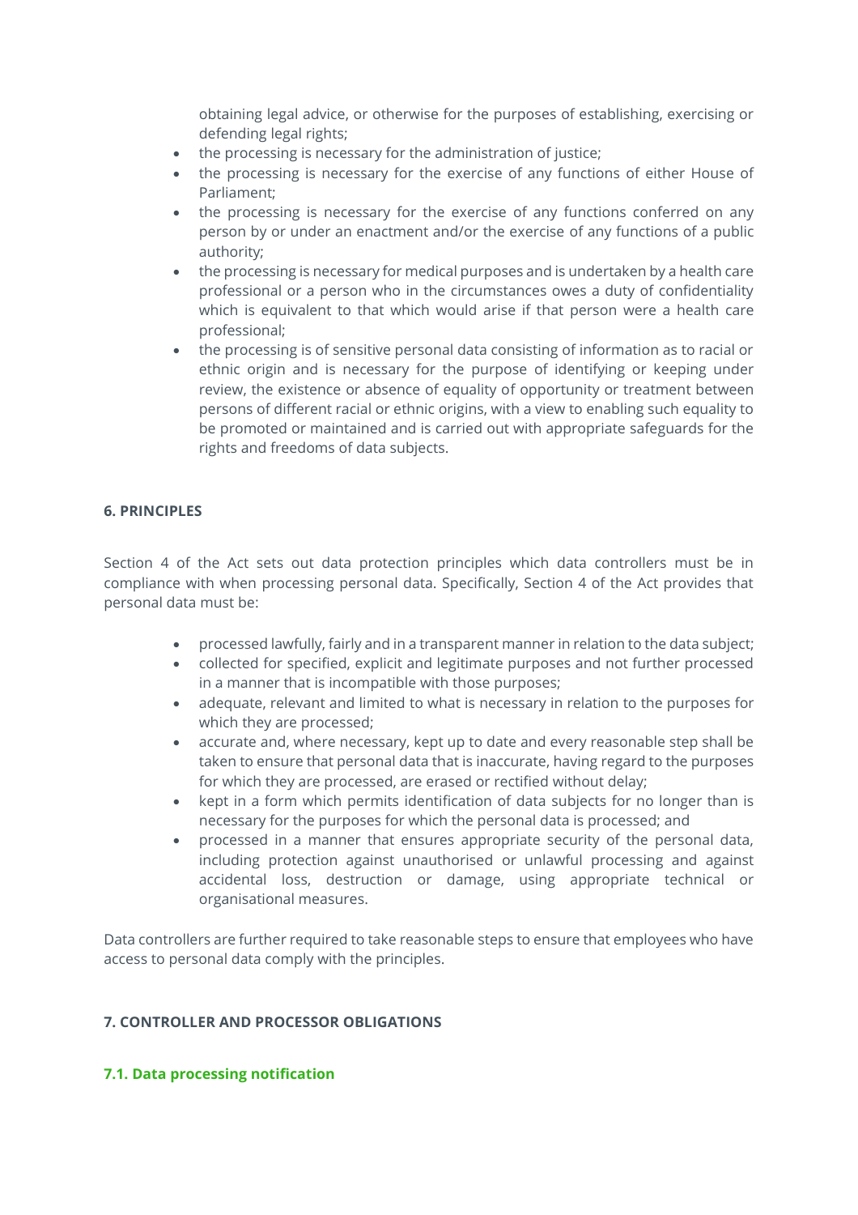obtaining legal advice, or otherwise for the purposes of establishing, exercising or defending legal rights;

- the processing is necessary for the administration of justice;
- the processing is necessary for the exercise of any functions of either House of Parliament;
- the processing is necessary for the exercise of any functions conferred on any person by or under an enactment and/or the exercise of any functions of a public authority;
- the processing is necessary for medical purposes and is undertaken by a health care professional or a person who in the circumstances owes a duty of confidentiality which is equivalent to that which would arise if that person were a health care professional;
- the processing is of sensitive personal data consisting of information as to racial or ethnic origin and is necessary for the purpose of identifying or keeping under review, the existence or absence of equality of opportunity or treatment between persons of different racial or ethnic origins, with a view to enabling such equality to be promoted or maintained and is carried out with appropriate safeguards for the rights and freedoms of data subjects.

## 6. PRINCIPLES

Section 4 of the Act sets out data protection principles which data controllers must be in compliance with when processing personal data. Specifically, Section 4 of the Act provides that personal data must be:

- processed lawfully, fairly and in a transparent manner in relation to the data subject;
- collected for specified, explicit and legitimate purposes and not further processed in a manner that is incompatible with those purposes;
- adequate, relevant and limited to what is necessary in relation to the purposes for which they are processed;
- accurate and, where necessary, kept up to date and every reasonable step shall be taken to ensure that personal data that is inaccurate, having regard to the purposes for which they are processed, are erased or rectified without delay;
- kept in a form which permits identification of data subjects for no longer than is necessary for the purposes for which the personal data is processed; and
- processed in a manner that ensures appropriate security of the personal data, including protection against unauthorised or unlawful processing and against accidental loss, destruction or damage, using appropriate technical or organisational measures.

Data controllers are further required to take reasonable steps to ensure that employees who have access to personal data comply with the principles.

## 7. CONTROLLER AND PROCESSOR OBLIGATIONS

### 7.1. Data processing notification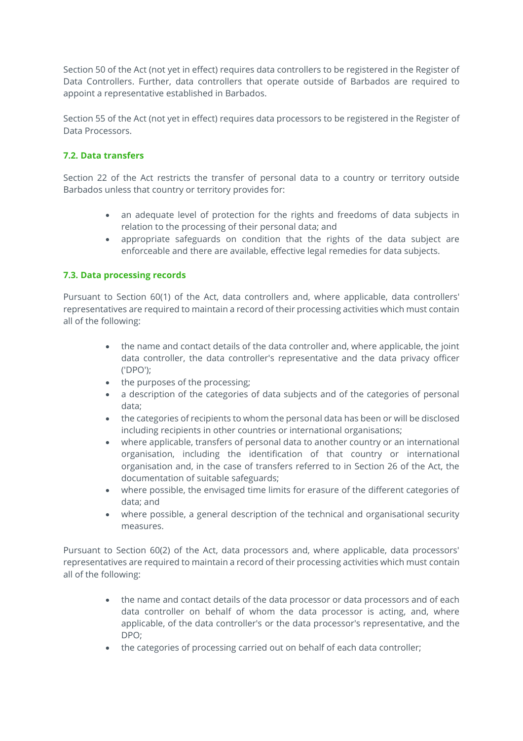Section 50 of the Act (not yet in effect) requires data controllers to be registered in the Register of Data Controllers. Further, data controllers that operate outside of Barbados are required to appoint a representative established in Barbados.

Section 55 of the Act (not yet in effect) requires data processors to be registered in the Register of Data Processors.

### 7.2. Data transfers

Section 22 of the Act restricts the transfer of personal data to a country or territory outside Barbados unless that country or territory provides for:

- an adequate level of protection for the rights and freedoms of data subjects in relation to the processing of their personal data; and
- appropriate safeguards on condition that the rights of the data subject are enforceable and there are available, effective legal remedies for data subjects.

### 7.3. Data processing records

Pursuant to Section 60(1) of the Act, data controllers and, where applicable, data controllers' representatives are required to maintain a record of their processing activities which must contain all of the following:

- the name and contact details of the data controller and, where applicable, the joint data controller, the data controller's representative and the data privacy officer ('DPO');
- the purposes of the processing;
- a description of the categories of data subjects and of the categories of personal data;
- the categories of recipients to whom the personal data has been or will be disclosed including recipients in other countries or international organisations;
- where applicable, transfers of personal data to another country or an international organisation, including the identification of that country or international organisation and, in the case of transfers referred to in Section 26 of the Act, the documentation of suitable safeguards;
- where possible, the envisaged time limits for erasure of the different categories of data; and
- where possible, a general description of the technical and organisational security measures.

Pursuant to Section 60(2) of the Act, data processors and, where applicable, data processors' representatives are required to maintain a record of their processing activities which must contain all of the following:

- the name and contact details of the data processor or data processors and of each data controller on behalf of whom the data processor is acting, and, where applicable, of the data controller's or the data processor's representative, and the DPO;
- the categories of processing carried out on behalf of each data controller;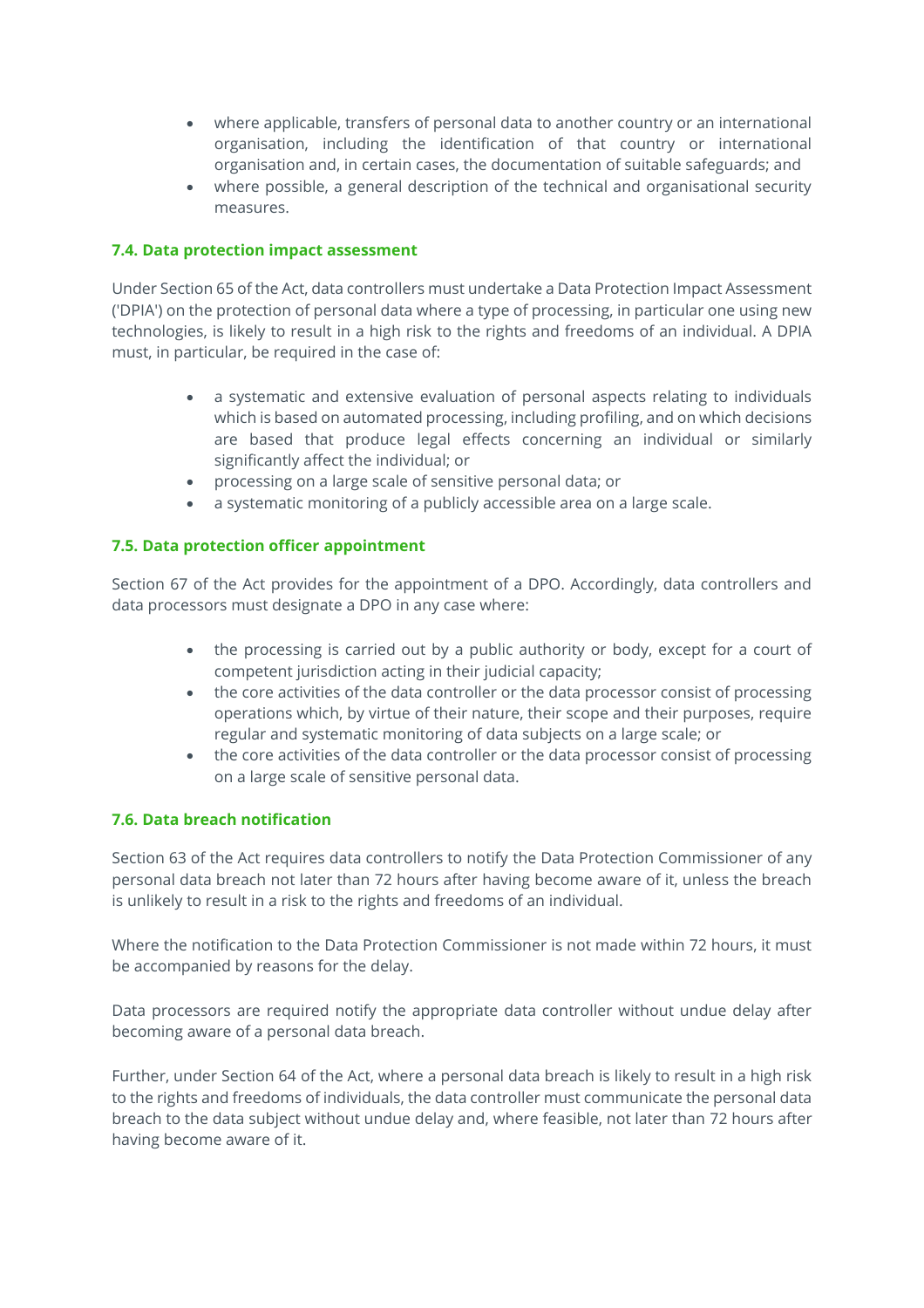- where applicable, transfers of personal data to another country or an international organisation, including the identification of that country or international organisation and, in certain cases, the documentation of suitable safeguards; and
- where possible, a general description of the technical and organisational security measures.

### 7.4. Data protection impact assessment

Under Section 65 of the Act, data controllers must undertake a Data Protection Impact Assessment ('DPIA') on the protection of personal data where a type of processing, in particular one using new technologies, is likely to result in a high risk to the rights and freedoms of an individual. A DPIA must, in particular, be required in the case of:

- a systematic and extensive evaluation of personal aspects relating to individuals which is based on automated processing, including profiling, and on which decisions are based that produce legal effects concerning an individual or similarly significantly affect the individual; or
- processing on a large scale of sensitive personal data; or
- a systematic monitoring of a publicly accessible area on a large scale.

### 7.5. Data protection officer appointment

Section 67 of the Act provides for the appointment of a DPO. Accordingly, data controllers and data processors must designate a DPO in any case where:

- the processing is carried out by a public authority or body, except for a court of competent jurisdiction acting in their judicial capacity;
- the core activities of the data controller or the data processor consist of processing operations which, by virtue of their nature, their scope and their purposes, require regular and systematic monitoring of data subjects on a large scale; or
- the core activities of the data controller or the data processor consist of processing on a large scale of sensitive personal data.

### 7.6. Data breach notification

Section 63 of the Act requires data controllers to notify the Data Protection Commissioner of any personal data breach not later than 72 hours after having become aware of it, unless the breach is unlikely to result in a risk to the rights and freedoms of an individual.

Where the notification to the Data Protection Commissioner is not made within 72 hours, it must be accompanied by reasons for the delay.

Data processors are required notify the appropriate data controller without undue delay after becoming aware of a personal data breach.

Further, under Section 64 of the Act, where a personal data breach is likely to result in a high risk to the rights and freedoms of individuals, the data controller must communicate the personal data breach to the data subject without undue delay and, where feasible, not later than 72 hours after having become aware of it.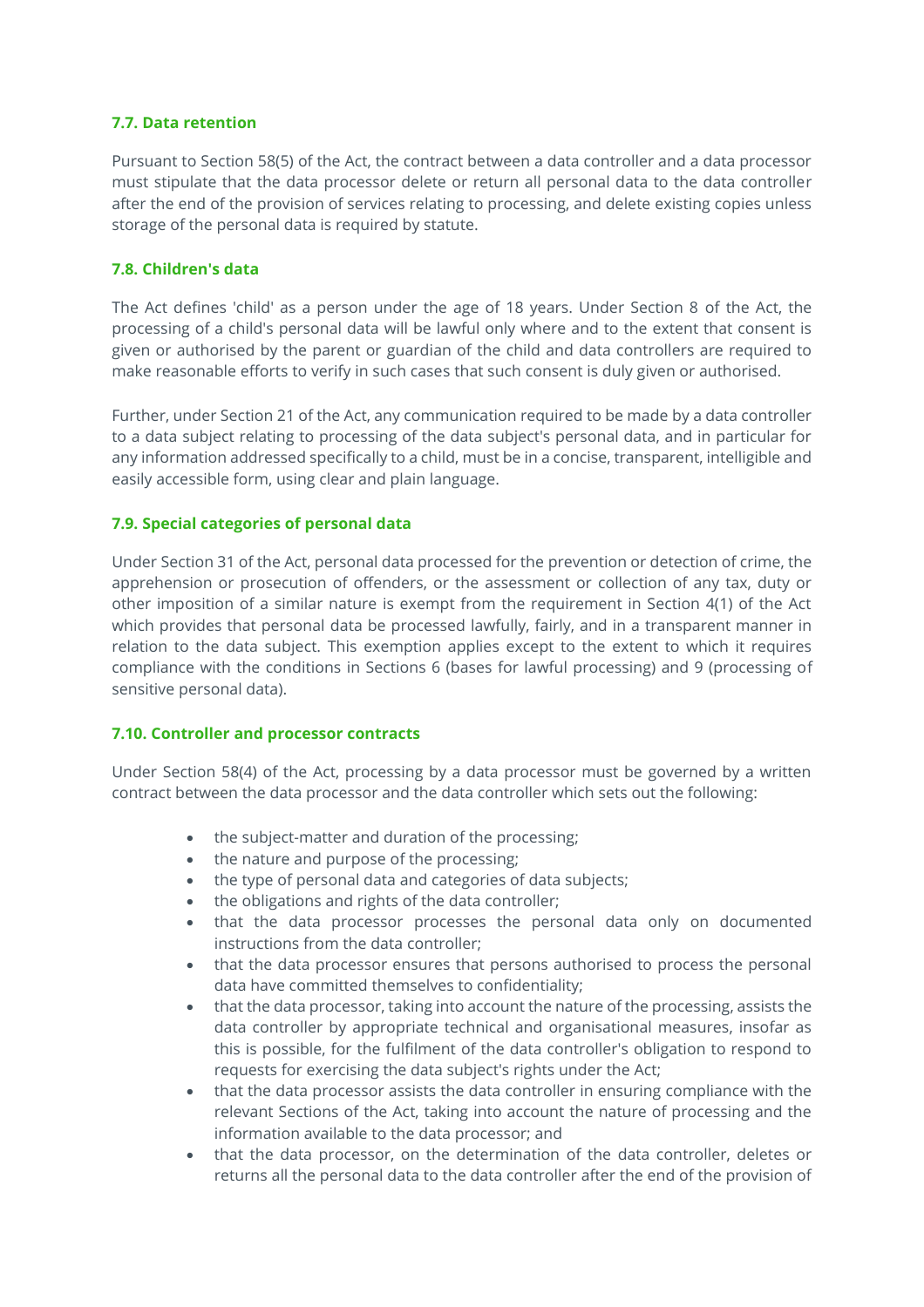### 7.7. Data retention

Pursuant to Section 58(5) of the Act, the contract between a data controller and a data processor must stipulate that the data processor delete or return all personal data to the data controller after the end of the provision of services relating to processing, and delete existing copies unless storage of the personal data is required by statute.

### 7.8. Children's data

The Act defines 'child' as a person under the age of 18 years. Under Section 8 of the Act, the processing of a child's personal data will be lawful only where and to the extent that consent is given or authorised by the parent or guardian of the child and data controllers are required to make reasonable efforts to verify in such cases that such consent is duly given or authorised.

Further, under Section 21 of the Act, any communication required to be made by a data controller to a data subject relating to processing of the data subject's personal data, and in particular for any information addressed specifically to a child, must be in a concise, transparent, intelligible and easily accessible form, using clear and plain language.

### 7.9. Special categories of personal data

Under Section 31 of the Act, personal data processed for the prevention or detection of crime, the apprehension or prosecution of offenders, or the assessment or collection of any tax, duty or other imposition of a similar nature is exempt from the requirement in Section 4(1) of the Act which provides that personal data be processed lawfully, fairly, and in a transparent manner in relation to the data subject. This exemption applies except to the extent to which it requires compliance with the conditions in Sections 6 (bases for lawful processing) and 9 (processing of sensitive personal data).

### 7.10. Controller and processor contracts

Under Section 58(4) of the Act, processing by a data processor must be governed by a written contract between the data processor and the data controller which sets out the following:

- the subject-matter and duration of the processing;
- the nature and purpose of the processing;
- the type of personal data and categories of data subjects;
- the obligations and rights of the data controller;
- that the data processor processes the personal data only on documented instructions from the data controller;
- that the data processor ensures that persons authorised to process the personal data have committed themselves to confidentiality;
- that the data processor, taking into account the nature of the processing, assists the data controller by appropriate technical and organisational measures, insofar as this is possible, for the fulfilment of the data controller's obligation to respond to requests for exercising the data subject's rights under the Act;
- that the data processor assists the data controller in ensuring compliance with the relevant Sections of the Act, taking into account the nature of processing and the information available to the data processor; and
- that the data processor, on the determination of the data controller, deletes or returns all the personal data to the data controller after the end of the provision of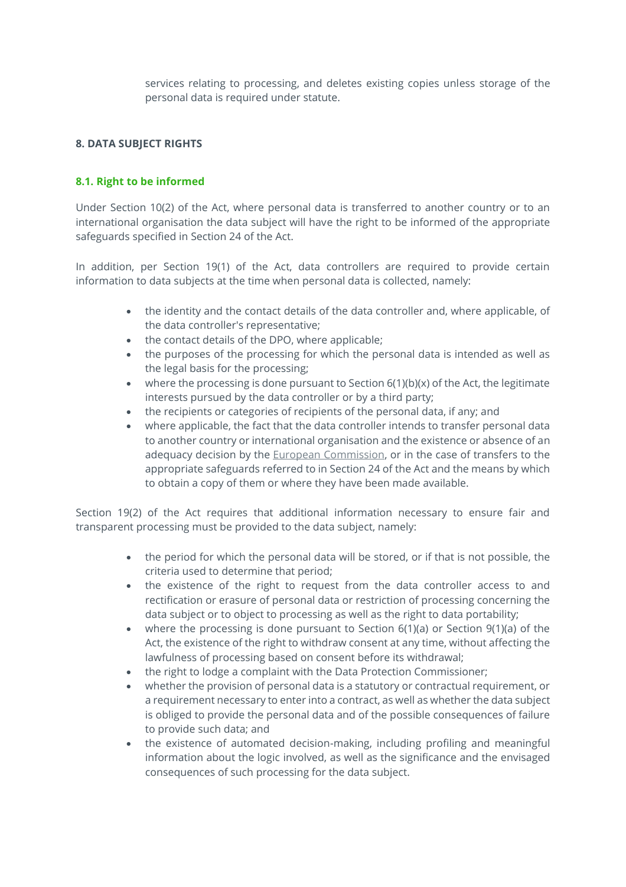services relating to processing, and deletes existing copies unless storage of the personal data is required under statute.

## 8. DATA SUBJECT RIGHTS

### 8.1. Right to be informed

Under Section 10(2) of the Act, where personal data is transferred to another country or to an international organisation the data subject will have the right to be informed of the appropriate safeguards specified in Section 24 of the Act.

In addition, per Section 19(1) of the Act, data controllers are required to provide certain information to data subjects at the time when personal data is collected, namely:

- the identity and the contact details of the data controller and, where applicable, of the data controller's representative;
- the contact details of the DPO, where applicable;
- the purposes of the processing for which the personal data is intended as well as the legal basis for the processing;
- where the processing is done pursuant to Section 6(1)(b)(x) of the Act, the legitimate interests pursued by the data controller or by a third party;
- the recipients or categories of recipients of the personal data, if any; and
- where applicable, the fact that the data controller intends to transfer personal data to another country or international organisation and the existence or absence of an adequacy decision by the European Commission, or in the case of transfers to the appropriate safeguards referred to in Section 24 of the Act and the means by which to obtain a copy of them or where they have been made available.

Section 19(2) of the Act requires that additional information necessary to ensure fair and transparent processing must be provided to the data subject, namely:

- the period for which the personal data will be stored, or if that is not possible, the criteria used to determine that period;
- the existence of the right to request from the data controller access to and rectification or erasure of personal data or restriction of processing concerning the data subject or to object to processing as well as the right to data portability;
- where the processing is done pursuant to Section 6(1)(a) or Section 9(1)(a) of the Act, the existence of the right to withdraw consent at any time, without affecting the lawfulness of processing based on consent before its withdrawal;
- the right to lodge a complaint with the Data Protection Commissioner;
- whether the provision of personal data is a statutory or contractual requirement, or a requirement necessary to enter into a contract, as well as whether the data subject is obliged to provide the personal data and of the possible consequences of failure to provide such data; and
- the existence of automated decision-making, including profiling and meaningful information about the logic involved, as well as the significance and the envisaged consequences of such processing for the data subject.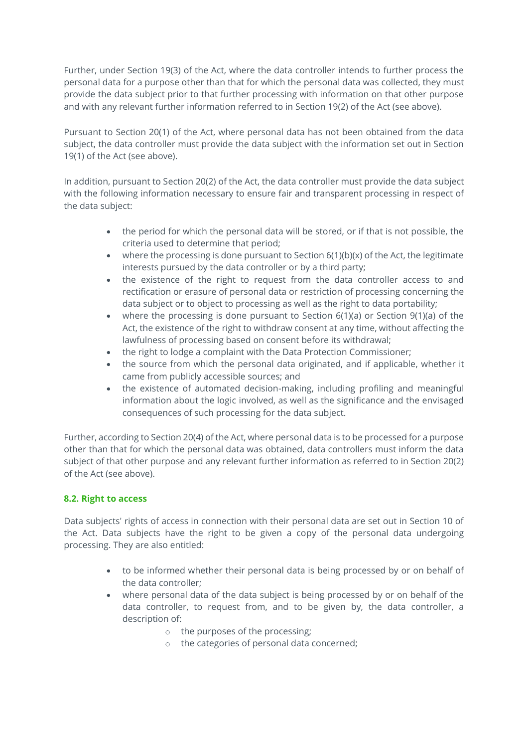Further, under Section 19(3) of the Act, where the data controller intends to further process the personal data for a purpose other than that for which the personal data was collected, they must provide the data subject prior to that further processing with information on that other purpose and with any relevant further information referred to in Section 19(2) of the Act (see above).

Pursuant to Section 20(1) of the Act, where personal data has not been obtained from the data subject, the data controller must provide the data subject with the information set out in Section 19(1) of the Act (see above).

In addition, pursuant to Section 20(2) of the Act, the data controller must provide the data subject with the following information necessary to ensure fair and transparent processing in respect of the data subject:

- the period for which the personal data will be stored, or if that is not possible, the criteria used to determine that period;
- where the processing is done pursuant to Section 6(1)(b)(x) of the Act, the legitimate interests pursued by the data controller or by a third party;
- the existence of the right to request from the data controller access to and rectification or erasure of personal data or restriction of processing concerning the data subject or to object to processing as well as the right to data portability;
- where the processing is done pursuant to Section 6(1)(a) or Section 9(1)(a) of the Act, the existence of the right to withdraw consent at any time, without affecting the lawfulness of processing based on consent before its withdrawal;
- the right to lodge a complaint with the Data Protection Commissioner;
- the source from which the personal data originated, and if applicable, whether it came from publicly accessible sources; and
- the existence of automated decision-making, including profiling and meaningful information about the logic involved, as well as the significance and the envisaged consequences of such processing for the data subject.

Further, according to Section 20(4) of the Act, where personal data is to be processed for a purpose other than that for which the personal data was obtained, data controllers must inform the data subject of that other purpose and any relevant further information as referred to in Section 20(2) of the Act (see above).

### 8.2. Right to access

Data subjects' rights of access in connection with their personal data are set out in Section 10 of the Act. Data subjects have the right to be given a copy of the personal data undergoing processing. They are also entitled:

- to be informed whether their personal data is being processed by or on behalf of the data controller;
- where personal data of the data subject is being processed by or on behalf of the data controller, to request from, and to be given by, the data controller, a description of:
  - the purposes of the processing;
  - the categories of personal data concerned;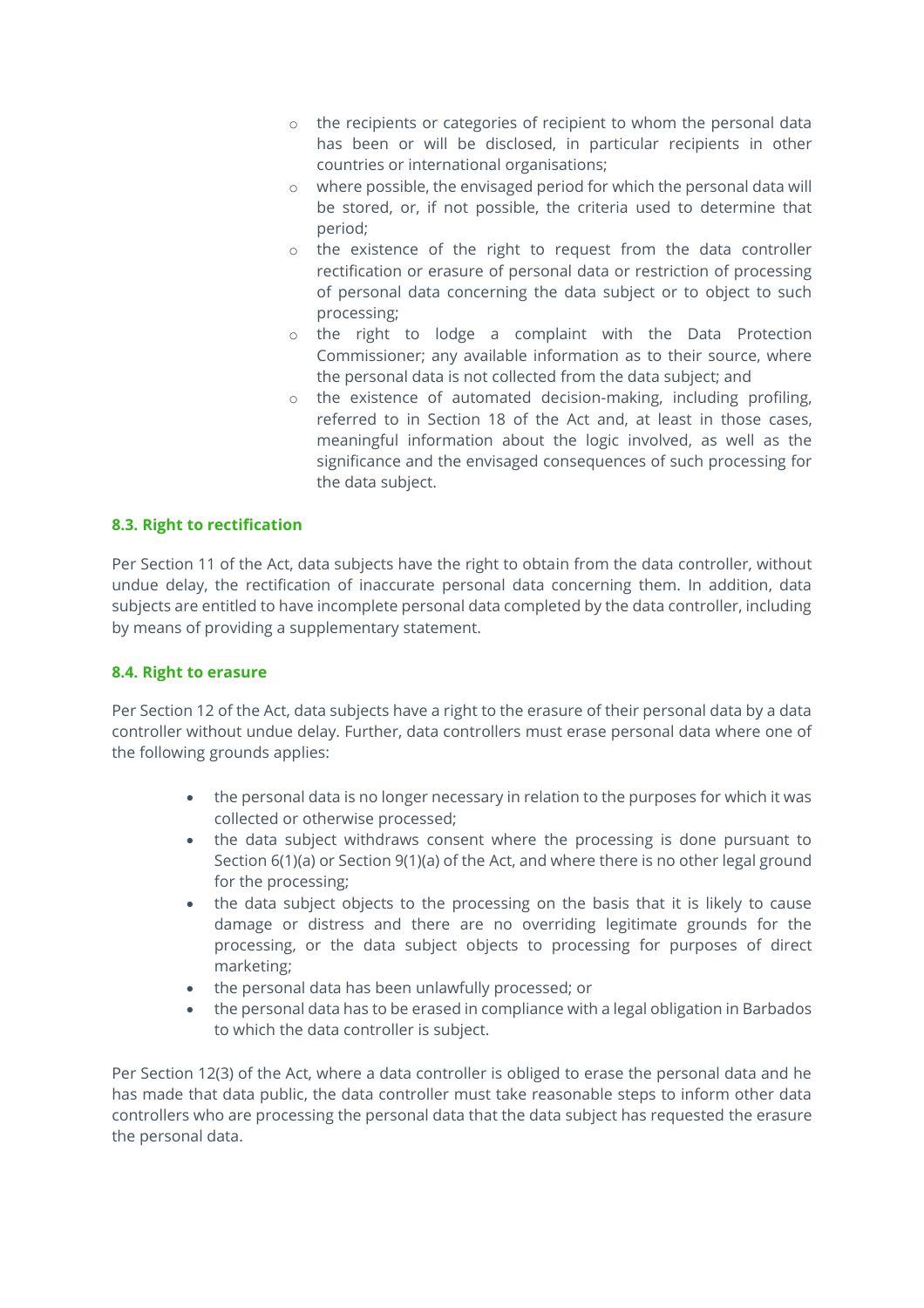- the recipients or categories of recipient to whom the personal data has been or will be disclosed, in particular recipients in other countries or international organisations;
- where possible, the envisaged period for which the personal data will be stored, or, if not possible, the criteria used to determine that period;
- the existence of the right to request from the data controller rectification or erasure of personal data or restriction of processing of personal data concerning the data subject or to object to such processing;
- the right to lodge a complaint with the Data Protection Commissioner; any available information as to their source, where the personal data is not collected from the data subject; and
- the existence of automated decision-making, including profiling, referred to in Section 18 of the Act and, at least in those cases, meaningful information about the logic involved, as well as the significance and the envisaged consequences of such processing for the data subject.

### 8.3. Right to rectification

Per Section 11 of the Act, data subjects have the right to obtain from the data controller, without undue delay, the rectification of inaccurate personal data concerning them. In addition, data subjects are entitled to have incomplete personal data completed by the data controller, including by means of providing a supplementary statement.

### 8.4. Right to erasure

Per Section 12 of the Act, data subjects have a right to the erasure of their personal data by a data controller without undue delay. Further, data controllers must erase personal data where one of the following grounds applies:

- the personal data is no longer necessary in relation to the purposes for which it was collected or otherwise processed;
- the data subject withdraws consent where the processing is done pursuant to Section 6(1)(a) or Section 9(1)(a) of the Act, and where there is no other legal ground for the processing;
- the data subject objects to the processing on the basis that it is likely to cause damage or distress and there are no overriding legitimate grounds for the processing, or the data subject objects to processing for purposes of direct marketing;
- the personal data has been unlawfully processed; or
- the personal data has to be erased in compliance with a legal obligation in Barbados to which the data controller is subject.

Per Section 12(3) of the Act, where a data controller is obliged to erase the personal data and he has made that data public, the data controller must take reasonable steps to inform other data controllers who are processing the personal data that the data subject has requested the erasure the personal data.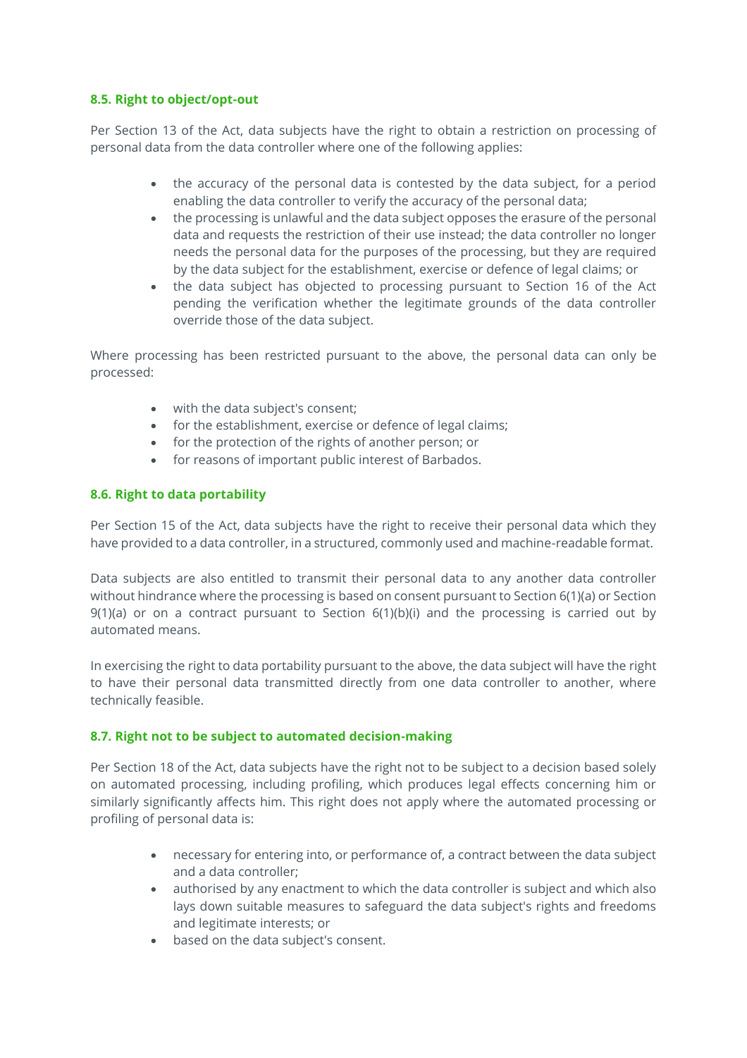### 8.5. Right to object/opt-out

Per Section 13 of the Act, data subjects have the right to obtain a restriction on processing of personal data from the data controller where one of the following applies:

- the accuracy of the personal data is contested by the data subject, for a period enabling the data controller to verify the accuracy of the personal data;
- the processing is unlawful and the data subject opposes the erasure of the personal data and requests the restriction of their use instead; the data controller no longer needs the personal data for the purposes of the processing, but they are required by the data subject for the establishment, exercise or defence of legal claims; or
- the data subject has objected to processing pursuant to Section 16 of the Act pending the verification whether the legitimate grounds of the data controller override those of the data subject.

Where processing has been restricted pursuant to the above, the personal data can only be processed:

- with the data subject's consent;
- for the establishment, exercise or defence of legal claims;
- for the protection of the rights of another person; or
- for reasons of important public interest of Barbados.

### 8.6. Right to data portability

Per Section 15 of the Act, data subjects have the right to receive their personal data which they have provided to a data controller, in a structured, commonly used and machine-readable format.

Data subjects are also entitled to transmit their personal data to any another data controller without hindrance where the processing is based on consent pursuant to Section 6(1)(a) or Section 9(1)(a) or on a contract pursuant to Section 6(1)(b)(i) and the processing is carried out by automated means.

In exercising the right to data portability pursuant to the above, the data subject will have the right to have their personal data transmitted directly from one data controller to another, where technically feasible.

### 8.7. Right not to be subject to automated decision-making

Per Section 18 of the Act, data subjects have the right not to be subject to a decision based solely on automated processing, including profiling, which produces legal effects concerning him or similarly significantly affects him. This right does not apply where the automated processing or profiling of personal data is:

- necessary for entering into, or performance of, a contract between the data subject and a data controller;
- authorised by any enactment to which the data controller is subject and which also lays down suitable measures to safeguard the data subject's rights and freedoms and legitimate interests; or
- based on the data subject's consent.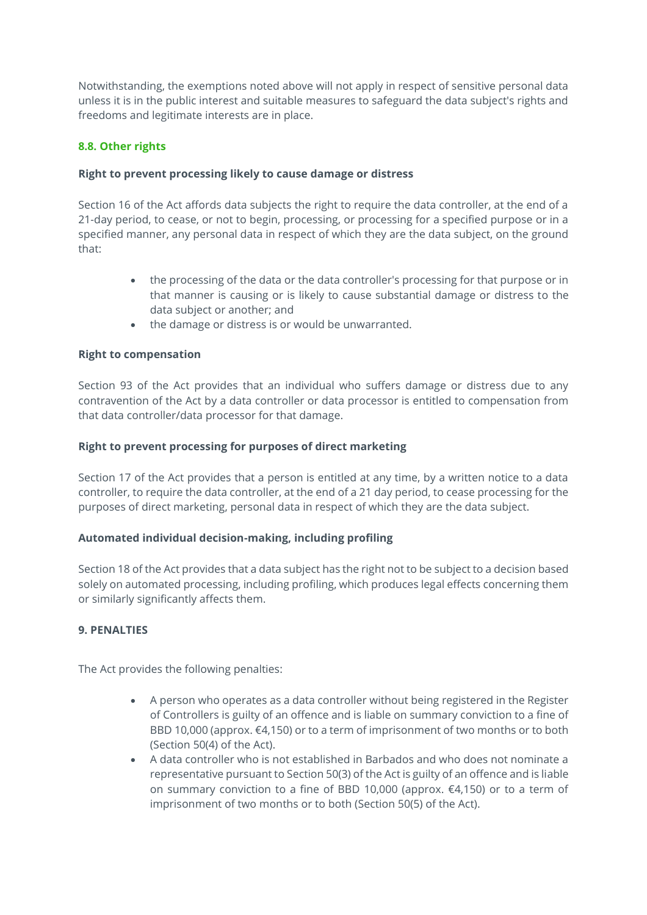Notwithstanding, the exemptions noted above will not apply in respect of sensitive personal data unless it is in the public interest and suitable measures to safeguard the data subject's rights and freedoms and legitimate interests are in place.

### 8.8. Other rights

**Right to prevent processing likely to cause damage or distress**

Section 16 of the Act affords data subjects the right to require the data controller, at the end of a 21-day period, to cease, or not to begin, processing, or processing for a specified purpose or in a specified manner, any personal data in respect of which they are the data subject, on the ground that:

- the processing of the data or the data controller's processing for that purpose or in that manner is causing or is likely to cause substantial damage or distress to the data subject or another; and
- the damage or distress is or would be unwarranted.

**Right to compensation**

Section 93 of the Act provides that an individual who suffers damage or distress due to any contravention of the Act by a data controller or data processor is entitled to compensation from that data controller/data processor for that damage.

**Right to prevent processing for purposes of direct marketing**

Section 17 of the Act provides that a person is entitled at any time, by a written notice to a data controller, to require the data controller, at the end of a 21 day period, to cease processing for the purposes of direct marketing, personal data in respect of which they are the data subject.

**Automated individual decision-making, including profiling**

Section 18 of the Act provides that a data subject has the right not to be subject to a decision based solely on automated processing, including profiling, which produces legal effects concerning them or similarly significantly affects them.

## 9. PENALTIES

The Act provides the following penalties:

- A person who operates as a data controller without being registered in the Register of Controllers is guilty of an offence and is liable on summary conviction to a fine of BBD 10,000 (approx. €4,150) or to a term of imprisonment of two months or to both (Section 50(4) of the Act).
- A data controller who is not established in Barbados and who does not nominate a representative pursuant to Section 50(3) of the Act is guilty of an offence and is liable on summary conviction to a fine of BBD 10,000 (approx. €4,150) or to a term of imprisonment of two months or to both (Section 50(5) of the Act).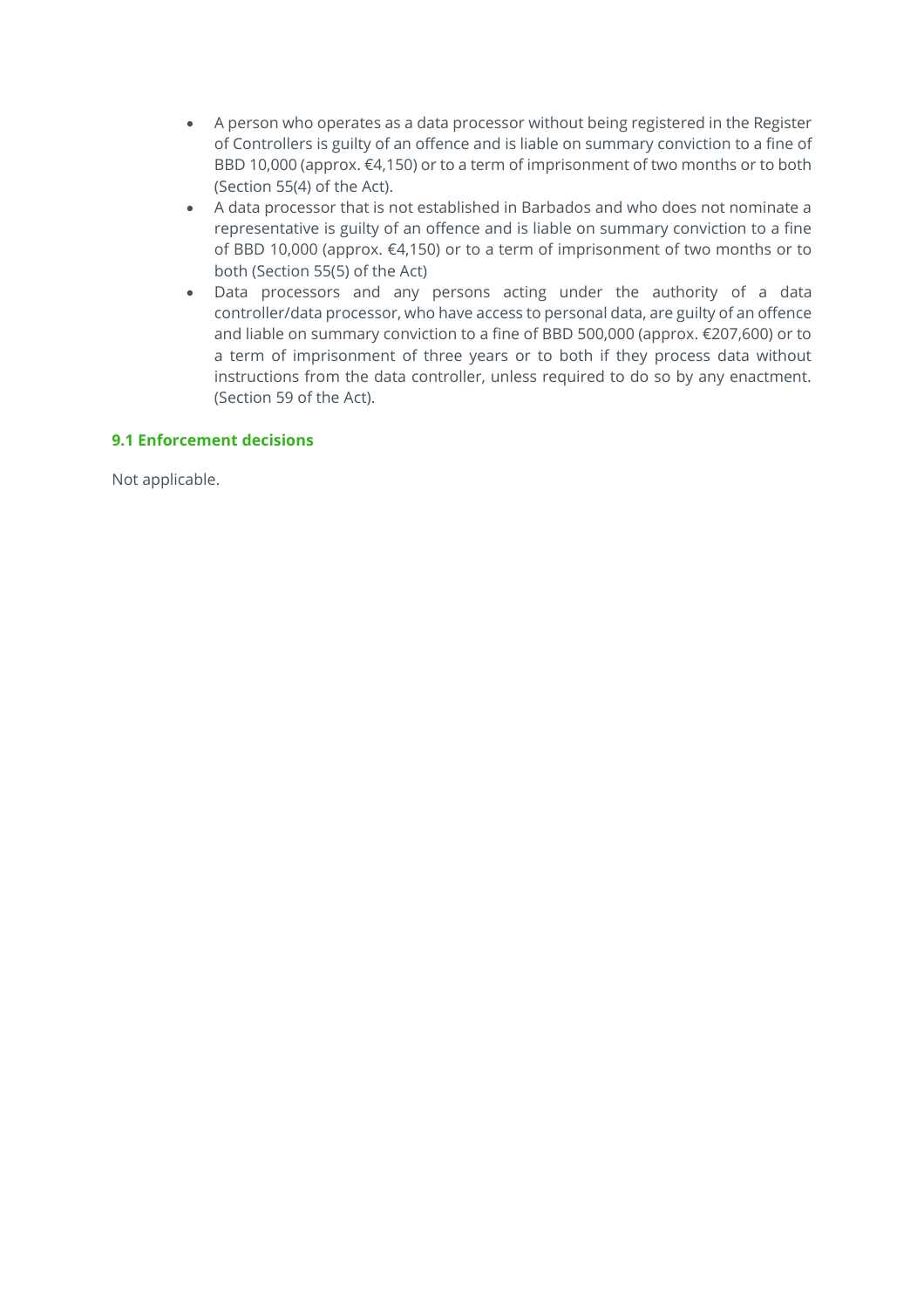- A person who operates as a data processor without being registered in the Register of Controllers is guilty of an offence and is liable on summary conviction to a fine of BBD 10,000 (approx. €4,150) or to a term of imprisonment of two months or to both (Section 55(4) of the Act).
- A data processor that is not established in Barbados and who does not nominate a representative is guilty of an offence and is liable on summary conviction to a fine of BBD 10,000 (approx. €4,150) or to a term of imprisonment of two months or to both (Section 55(5) of the Act)
- Data processors and any persons acting under the authority of a data controller/data processor, who have access to personal data, are guilty of an offence and liable on summary conviction to a fine of BBD 500,000 (approx. €207,600) or to a term of imprisonment of three years or to both if they process data without instructions from the data controller, unless required to do so by any enactment. (Section 59 of the Act).

### 9.1 Enforcement decisions

Not applicable.